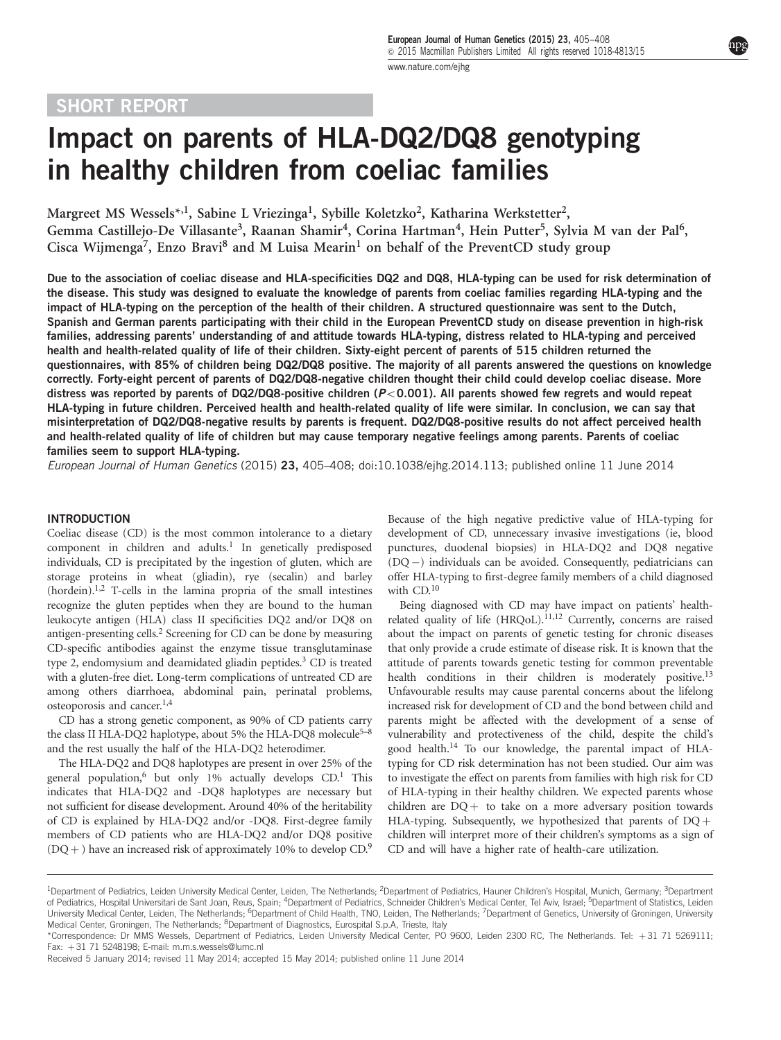SHORT REPORT

# Impact on parents of HLA-DQ2/DQ8 genotyping in healthy children from coeliac families

Margreet MS Wessels*[,1], Sabine L Vriezinga[1], Sybille Koletzko[2], Katharina Werkstetter[2], Gemma Castillejo-De Villasante[3], Raanan Shamir[4], Corina Hartman[4], Hein Putter[5], Sylvia M van der Pal[6], Cisca Wijmenga[7], Enzo Bravi[8] and M Luisa Mearin[1] on behalf of the PreventCD study group

**Due to the association of coeliac disease and HLA-specificities DQ2 and DQ8, HLA-typing can be used for risk determination of the disease. This study was designed to evaluate the knowledge of parents from coeliac families regarding HLA-typing and the impact of HLA-typing on the perception of the health of their children. A structured questionnaire was sent to the Dutch, Spanish and German parents participating with their child in the European PreventCD study on disease prevention in high-risk families, addressing parents' understanding of and attitude towards HLA-typing, distress related to HLA-typing and perceived health and health-related quality of life of their children. Sixty-eight percent of parents of 515 children returned the questionnaires, with 85% of children being DQ2/DQ8 positive. The majority of all parents answered the questions on knowledge correctly. Forty-eight percent of parents of DQ2/DQ8-negative children thought their child could develop coeliac disease. More distress was reported by parents of DQ2/DQ8-positive children ($P<0.001$). All parents showed few regrets and would repeat HLA-typing in future children. Perceived health and health-related quality of life were similar. In conclusion, we can say that misinterpretation of DQ2/DQ8-negative results by parents is frequent. DQ2/DQ8-positive results do not affect perceived health and health-related quality of life of children but may cause temporary negative feelings among parents. Parents of coeliac families seem to support HLA-typing.**

*European Journal of Human Genetics* (2015) **23,** 405–408; doi:10.1038/ejhg.2014.113; published online 11 June 2014

## INTRODUCTION

Coeliac disease (CD) is the most common intolerance to a dietary component in children and adults.[1] In genetically predisposed individuals, CD is precipitated by the ingestion of gluten, which are storage proteins in wheat (gliadin), rye (secalin) and barley (hordein).[1,2] T-cells in the lamina propria of the small intestines recognize the gluten peptides when they are bound to the human leukocyte antigen (HLA) class II specificities DQ2 and/or DQ8 on antigen-presenting cells.[2] Screening for CD can be done by measuring CD-specific antibodies against the enzyme tissue transglutaminase type 2, endomysium and deamidated gliadin peptides.[3] CD is treated with a gluten-free diet. Long-term complications of untreated CD are among others diarrhoea, abdominal pain, perinatal problems, osteoporosis and cancer.[1,4]

CD has a strong genetic component, as 90% of CD patients carry the class II HLA-DQ2 haplotype, about 5% the HLA-DQ8 molecule[5–8] and the rest usually the half of the HLA-DQ2 heterodimer.

The HLA-DQ2 and DQ8 haplotypes are present in over 25% of the general population,[6] but only 1% actually develops CD.[1] This indicates that HLA-DQ2 and -DQ8 haplotypes are necessary but not sufficient for disease development. Around 40% of the heritability of CD is explained by HLA-DQ2 and/or -DQ8. First-degree family members of CD patients who are HLA-DQ2 and/or DQ8 positive (DQ+) have an increased risk of approximately 10% to develop CD.[9]

Because of the high negative predictive value of HLA-typing for development of CD, unnecessary invasive investigations (ie, blood punctures, duodenal biopsies) in HLA-DQ2 and DQ8 negative (DQ−) individuals can be avoided. Consequently, pediatricians can offer HLA-typing to first-degree family members of a child diagnosed with CD.[10]

Being diagnosed with CD may have impact on patients' health-related quality of life (HRQoL).[11,12] Currently, concerns are raised about the impact on parents of genetic testing for chronic diseases that only provide a crude estimate of disease risk. It is known that the attitude of parents towards genetic testing for common preventable health conditions in their children is moderately positive.[13] Unfavourable results may cause parental concerns about the lifelong increased risk for development of CD and the bond between child and parents might be affected with the development of a sense of vulnerability and protectiveness of the child, despite the child's good health.[14] To our knowledge, the parental impact of HLA-typing for CD risk determination has not been studied. Our aim was to investigate the effect on parents from families with high risk for CD of HLA-typing in their healthy children. We expected parents whose children are DQ+ to take on a more adversary position towards HLA-typing. Subsequently, we hypothesized that parents of DQ+ children will interpret more of their children's symptoms as a sign of CD and will have a higher rate of health-care utilization.

---

[1]Department of Pediatrics, Leiden University Medical Center, Leiden, The Netherlands; [2]Department of Pediatrics, Hauner Children's Hospital, Munich, Germany; [3]Department of Pediatrics, Hospital Universitari de Sant Joan, Reus, Spain; [4]Department of Pediatrics, Schneider Children's Medical Center, Tel Aviv, Israel; [5]Department of Statistics, Leiden University Medical Center, Leiden, The Netherlands; [6]Department of Child Health, TNO, Leiden, The Netherlands; [7]Department of Genetics, University of Groningen, University Medical Center, Groningen, The Netherlands; [8]Department of Diagnostics, Eurospital S.p.A, Trieste, Italy

*Correspondence: Dr MMS Wessels, Department of Pediatrics, Leiden University Medical Center, PO 9600, Leiden 2300 RC, The Netherlands. Tel: +31 71 5269111; Fax: +31 71 5248198; E-mail: m.m.s.wessels@lumc.nl

Received 5 January 2014; revised 11 May 2014; accepted 15 May 2014; published online 11 June 2014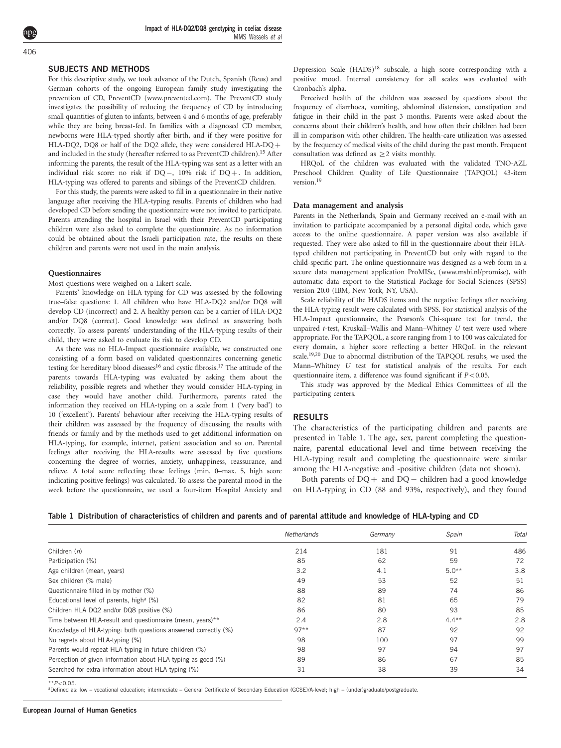## SUBJECTS AND METHODS

For this descriptive study, we took advance of the Dutch, Spanish (Reus) and German cohorts of the ongoing European family study investigating the prevention of CD, PreventCD (www.preventcd.com). The PreventCD study investigates the possibility of reducing the frequency of CD by introducing small quantities of gluten to infants, between 4 and 6 months of age, preferably while they are being breast-fed. In families with a diagnosed CD member, newborns were HLA-typed shortly after birth, and if they were positive for HLA-DQ2, DQ8 or half of the DQ2 allele, they were considered HLA-DQ+ and included in the study (hereafter referred to as PreventCD children).[15] After informing the parents, the result of the HLA-typing was sent as a letter with an individual risk score: no risk if DQ−, 10% risk if DQ+. In addition, HLA-typing was offered to parents and siblings of the PreventCD children.

For this study, the parents were asked to fill in a questionnaire in their native language after receiving the HLA-typing results. Parents of children who had developed CD before sending the questionnaire were not invited to participate. Parents attending the hospital in Israel with their PreventCD participating children were also asked to complete the questionnaire. As no information could be obtained about the Israeli participation rate, the results on these children and parents were not used in the main analysis.

### Questionnaires

Most questions were weighed on a Likert scale.

Parents' knowledge on HLA-typing for CD was assessed by the following true–false questions: 1. All children who have HLA-DQ2 and/or DQ8 will develop CD (incorrect) and 2. A healthy person can be a carrier of HLA-DQ2 and/or DQ8 (correct). Good knowledge was defined as answering both correctly. To assess parents' understanding of the HLA-typing results of their child, they were asked to evaluate its risk to develop CD.

As there was no HLA-Impact questionnaire available, we constructed one consisting of a form based on validated questionnaires concerning genetic testing for hereditary blood diseases[16] and cystic fibrosis.[17] The attitude of the parents towards HLA-typing was evaluated by asking them about the reliability, possible regrets and whether they would consider HLA-typing in case they would have another child. Furthermore, parents rated the information they received on HLA-typing on a scale from 1 ('very bad') to 10 ('excellent'). Parents' behaviour after receiving the HLA-typing results of their children was assessed by the frequency of discussing the results with friends or family and by the methods used to get additional information on HLA-typing, for example, internet, patient association and so on. Parental feelings after receiving the HLA-results were assessed by five questions concerning the degree of worries, anxiety, unhappiness, reassurance, and relieve. A total score reflecting these feelings (min. 0–max. 5, high score indicating positive feelings) was calculated. To assess the parental mood in the week before the questionnaire, we used a four-item Hospital Anxiety and Depression Scale (HADS)[18] subscale, a high score corresponding with a positive mood. Internal consistency for all scales was evaluated with Cronbach's alpha.

Perceived health of the children was assessed by questions about the frequency of diarrhoea, vomiting, abdominal distension, constipation and fatigue in their child in the past 3 months. Parents were asked about the concerns about their children's health, and how often their children had been ill in comparison with other children. The health-care utilization was assessed by the frequency of medical visits of the child during the past month. Frequent consultation was defined as ≥2 visits monthly.

HRQoL of the children was evaluated with the validated TNO-AZL Preschool Children Quality of Life Questionnaire (TAPQOL) 43-item version.[19]

### Data management and analysis

Parents in the Netherlands, Spain and Germany received an e-mail with an invitation to participate accompanied by a personal digital code, which gave access to the online questionnaire. A paper version was also available if requested. They were also asked to fill in the questionnaire about their HLA-typed children not participating in PreventCD but only with regard to the child-specific part. The online questionnaire was designed as a web form in a secure data management application ProMISe, (www.msbi.nl/promise), with automatic data export to the Statistical Package for Social Sciences (SPSS) version 20.0 (IBM, New York, NY, USA).

Scale reliability of the HADS items and the negative feelings after receiving the HLA-typing result were calculated with SPSS. For statistical analysis of the HLA-Impact questionnaire, the Pearson's Chi-square test for trend, the unpaired *t*-test, Kruskall–Wallis and Mann–Whitney *U* test were used where appropriate. For the TAPQOL, a score ranging from 1 to 100 was calculated for every domain, a higher score reflecting a better HRQoL in the relevant scale.[19,20] Due to abnormal distribution of the TAPQOL results, we used the Mann–Whitney *U* test for statistical analysis of the results. For each questionnaire item, a difference was found significant if $P<0.05$.

This study was approved by the Medical Ethics Committees of all the participating centers.

## RESULTS

The characteristics of the participating children and parents are presented in Table 1. The age, sex, parent completing the questionnaire, parental educational level and time between receiving the HLA-typing result and completing the questionnaire were similar among the HLA-negative and -positive children (data not shown).

Both parents of DQ+ and DQ− children had a good knowledge on HLA-typing in CD (88 and 93%, respectively), and they found

**Table 1 Distribution of characteristics of children and parents and of parental attitude and knowledge of HLA-typing and CD**

| | *Netherlands* | *Germany* | *Spain* | *Total* |
|---|---|---|---|---|
| Children (*n*) | 214 | 181 | 91 | 486 |
| Participation (%) | 85 | 62 | 59 | 72 |
| Age children (mean, years) | 3.2 | 4.1 | 5.0** | 3.8 |
| Sex children (% male) | 49 | 53 | 52 | 51 |
| Questionnaire filled in by mother (%) | 88 | 89 | 74 | 86 |
| Educational level of parents, high[a] (%) | 82 | 81 | 65 | 79 |
| Children HLA DQ2 and/or DQ8 positive (%) | 86 | 80 | 93 | 85 |
| Time between HLA-result and questionnaire (mean, years)** | 2.4 | 2.8 | 4.4** | 2.8 |
| Knowledge of HLA-typing: both questions answered correctly (%) | 97** | 87 | 92 | 92 |
| No regrets about HLA-typing (%) | 98 | 100 | 97 | 99 |
| Parents would repeat HLA-typing in future children (%) | 98 | 97 | 94 | 97 |
| Perception of given information about HLA-typing as good (%) | 89 | 86 | 67 | 85 |
| Searched for extra information about HLA-typing (%) | 31 | 38 | 39 | 34 |

**$P<0.05$.

[a]Defined as: low – vocational education; intermediate – General Certificate of Secondary Education (GCSE)/A-level; high – (under)graduate/postgraduate.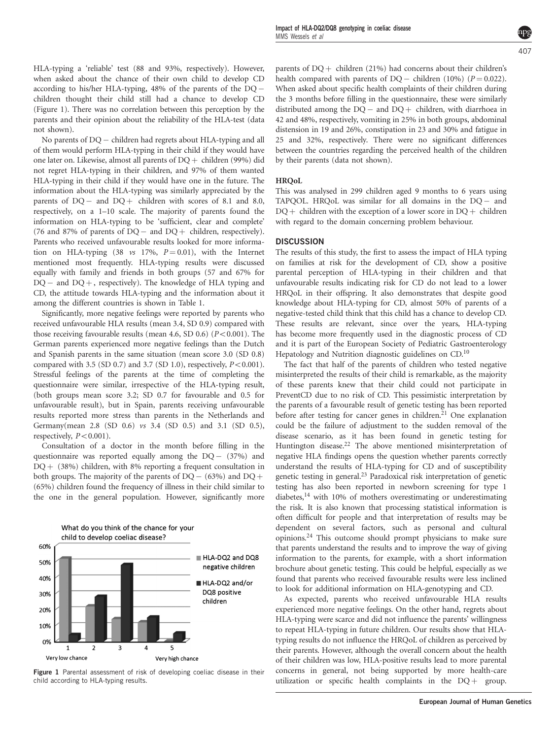HLA-typing a 'reliable' test (88 and 93%, respectively). However, when asked about the chance of their own child to develop CD according to his/her HLA-typing, 48% of the parents of the DQ− children thought their child still had a chance to develop CD (Figure 1). There was no correlation between this perception by the parents and their opinion about the reliability of the HLA-test (data not shown).

No parents of DQ− children had regrets about HLA-typing and all of them would perform HLA-typing in their child if they would have one later on. Likewise, almost all parents of DQ+ children (99%) did not regret HLA-typing in their children, and 97% of them wanted HLA-typing in their child if they would have one in the future. The information about the HLA-typing was similarly appreciated by the parents of DQ− and DQ+ children with scores of 8.1 and 8.0, respectively, on a 1–10 scale. The majority of parents found the information on HLA-typing to be 'sufficient, clear and complete' (76 and 87% of parents of DQ− and DQ+ children, respectively). Parents who received unfavourable results looked for more information on HLA-typing (38 *vs* 17%, $P=0.01$), with the Internet mentioned most frequently. HLA-typing results were discussed equally with family and friends in both groups (57 and 67% for DQ− and DQ+, respectively). The knowledge of HLA typing and CD, the attitude towards HLA-typing and the information about it among the different countries is shown in Table 1.

Significantly, more negative feelings were reported by parents who received unfavourable HLA results (mean 3.4, SD 0.9) compared with those receiving favourable results (mean 4.6, SD 0.6) ($P<0.001$). The German parents experienced more negative feelings than the Dutch and Spanish parents in the same situation (mean score 3.0 (SD 0.8) compared with 3.5 (SD 0.7) and 3.7 (SD 1.0), respectively, $P<0.001$). Stressful feelings of the parents at the time of completing the questionnaire were similar, irrespective of the HLA-typing result, (both groups mean score 3.2; SD 0.7 for favourable and 0.5 for unfavourable result), but in Spain, parents receiving unfavourable results reported more stress than parents in the Netherlands and Germany(mean 2.8 (SD 0.6) *vs* 3.4 (SD 0.5) and 3.1 (SD 0.5), respectively, $P<0.001$).

Consultation of a doctor in the month before filling in the questionnaire was reported equally among the DQ− (37%) and DQ+ (38%) children, with 8% reporting a frequent consultation in both groups. The majority of the parents of DQ− (63%) and DQ+ (65%) children found the frequency of illness in their child similar to the one in the general population. However, significantly more parents of DQ+ children (21%) had concerns about their children's health compared with parents of DQ− children (10%) ($P=0.022$). When asked about specific health complaints of their children during the 3 months before filling in the questionnaire, these were similarly distributed among the DQ− and DQ+ children, with diarrhoea in 42 and 48%, respectively, vomiting in 25% in both groups, abdominal distension in 19 and 26%, constipation in 23 and 30% and fatigue in 25 and 32%, respectively. There were no significant differences between the countries regarding the perceived health of the children by their parents (data not shown).

**Figure 1** Parental assessment of risk of developing coeliac disease in their child according to HLA-typing results.

### HRQoL

This was analysed in 299 children aged 9 months to 6 years using TAPQOL. HRQoL was similar for all domains in the DQ− and DQ+ children with the exception of a lower score in DQ+ children with regard to the domain concerning problem behaviour.

## DISCUSSION

The results of this study, the first to assess the impact of HLA typing on families at risk for the development of CD, show a positive parental perception of HLA-typing in their children and that unfavourable results indicating risk for CD do not lead to a lower HRQoL in their offspring. It also demonstrates that despite good knowledge about HLA-typing for CD, almost 50% of parents of a negative-tested child think that this child has a chance to develop CD. These results are relevant, since over the years, HLA-typing has become more frequently used in the diagnostic process of CD and it is part of the European Society of Pediatric Gastroenterology Hepatology and Nutrition diagnostic guidelines on CD.[10]

The fact that half of the parents of children who tested negative misinterpreted the results of their child is remarkable, as the majority of these parents knew that their child could not participate in PreventCD due to no risk of CD. This pessimistic interpretation by the parents of a favourable result of genetic testing has been reported before after testing for cancer genes in children.[21] One explanation could be the failure of adjustment to the sudden removal of the disease scenario, as it has been found in genetic testing for Huntington disease.[22] The above mentioned misinterpretation of negative HLA findings opens the question whether parents correctly understand the results of HLA-typing for CD and of susceptibility genetic testing in general.[23] Paradoxical risk interpretation of genetic testing has also been reported in newborn screening for type 1 diabetes,[14] with 10% of mothers overestimating or underestimating the risk. It is also known that processing statistical information is often difficult for people and that interpretation of results may be dependent on several factors, such as personal and cultural opinions.[24] This outcome should prompt physicians to make sure that parents understand the results and to improve the way of giving information to the parents, for example, with a short information brochure about genetic testing. This could be helpful, especially as we found that parents who received favourable results were less inclined to look for additional information on HLA-genotyping and CD.

As expected, parents who received unfavourable HLA results experienced more negative feelings. On the other hand, regrets about HLA-typing were scarce and did not influence the parents' willingness to repeat HLA-typing in future children. Our results show that HLA-typing results do not influence the HRQoL of children as perceived by their parents. However, although the overall concern about the health of their children was low, HLA-positive results lead to more parental concerns in general, not being supported by more health-care utilization or specific health complaints in the DQ+ group.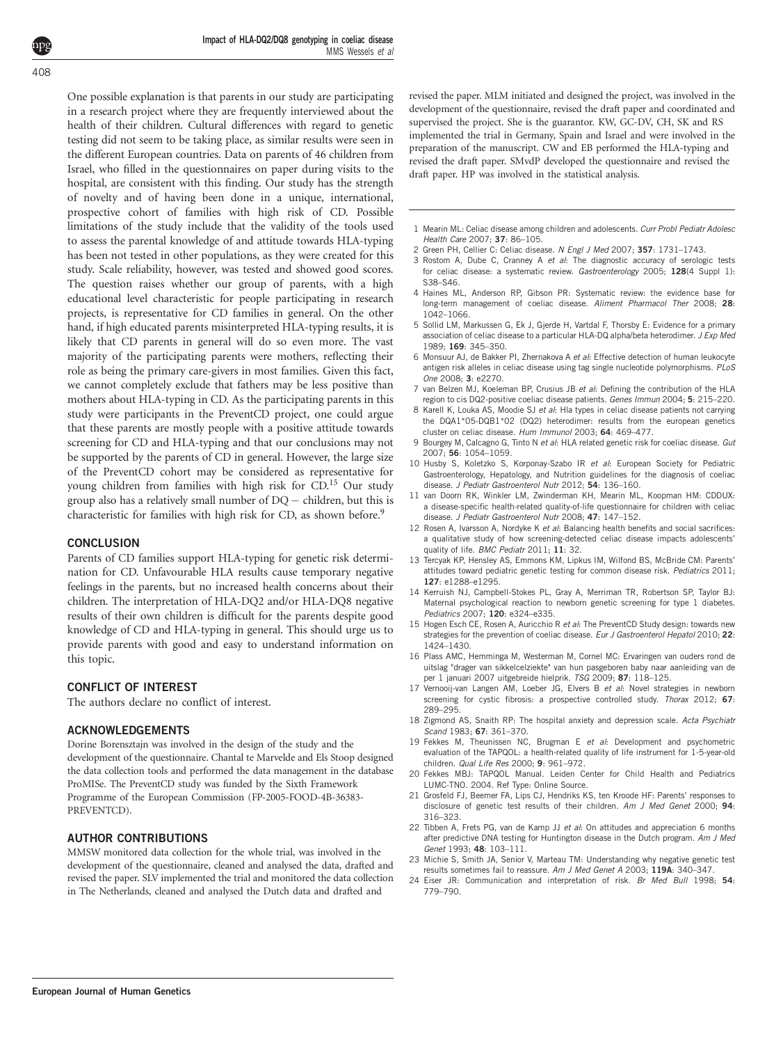One possible explanation is that parents in our study are participating in a research project where they are frequently interviewed about the health of their children. Cultural differences with regard to genetic testing did not seem to be taking place, as similar results were seen in the different European countries. Data on parents of 46 children from Israel, who filled in the questionnaires on paper during visits to the hospital, are consistent with this finding. Our study has the strength of novelty and of having been done in a unique, international, prospective cohort of families with high risk of CD. Possible limitations of the study include that the validity of the tools used to assess the parental knowledge of and attitude towards HLA-typing has been not tested in other populations, as they were created for this study. Scale reliability, however, was tested and showed good scores. The question raises whether our group of parents, with a high educational level characteristic for people participating in research projects, is representative for CD families in general. On the other hand, if high educated parents misinterpreted HLA-typing results, it is likely that CD parents in general will do so even more. The vast majority of the participating parents were mothers, reflecting their role as being the primary care-givers in most families. Given this fact, we cannot completely exclude that fathers may be less positive than mothers about HLA-typing in CD. As the participating parents in this study were participants in the PreventCD project, one could argue that these parents are mostly people with a positive attitude towards screening for CD and HLA-typing and that our conclusions may not be supported by the parents of CD in general. However, the large size of the PreventCD cohort may be considered as representative for young children from families with high risk for CD.[15] Our study group also has a relatively small number of DQ− children, but this is characteristic for families with high risk for CD, as shown before.[9]

## CONCLUSION

Parents of CD families support HLA-typing for genetic risk determination for CD. Unfavourable HLA results cause temporary negative feelings in the parents, but no increased health concerns about their children. The interpretation of HLA-DQ2 and/or HLA-DQ8 negative results of their own children is difficult for the parents despite good knowledge of CD and HLA-typing in general. This should urge us to provide parents with good and easy to understand information on this topic.

## CONFLICT OF INTEREST

The authors declare no conflict of interest.

## ACKNOWLEDGEMENTS

Dorine Borensztajn was involved in the design of the study and the development of the questionnaire. Chantal te Marvelde and Els Stoop designed the data collection tools and performed the data management in the database ProMISe. The PreventCD study was funded by the Sixth Framework Programme of the European Commission (FP-2005-FOOD-4B-36383-PREVENTCD).

## AUTHOR CONTRIBUTIONS

MMSW monitored data collection for the whole trial, was involved in the development of the questionnaire, cleaned and analysed the data, drafted and revised the paper. SLV implemented the trial and monitored the data collection in The Netherlands, cleaned and analysed the Dutch data and drafted and revised the paper. MLM initiated and designed the project, was involved in the development of the questionnaire, revised the draft paper and coordinated and supervised the project. She is the guarantor. KW, GC-DV, CH, SK and RS implemented the trial in Germany, Spain and Israel and were involved in the preparation of the manuscript. CW and EB performed the HLA-typing and revised the draft paper. SMvdP developed the questionnaire and revised the draft paper. HP was involved in the statistical analysis.

---

1 Mearin ML: Celiac disease among children and adolescents. *Curr Probl Pediatr Adolesc Health Care* 2007; **37**: 86–105.
2 Green PH, Cellier C: Celiac disease. *N Engl J Med* 2007; **357**: 1731–1743.
3 Rostom A, Dube C, Cranney A *et al*: The diagnostic accuracy of serologic tests for celiac disease: a systematic review. *Gastroenterology* 2005; **128**(4 Suppl 1): S38–S46.
4 Haines ML, Anderson RP, Gibson PR: Systematic review: the evidence base for long-term management of coeliac disease. *Aliment Pharmacol Ther* 2008; **28**: 1042–1066.
5 Sollid LM, Markussen G, Ek J, Gjerde H, Vartdal F, Thorsby E: Evidence for a primary association of celiac disease to a particular HLA-DQ alpha/beta heterodimer. *J Exp Med* 1989; **169**: 345–350.
6 Monsuur AJ, de Bakker PI, Zhernakova A *et al*: Effective detection of human leukocyte antigen risk alleles in celiac disease using tag single nucleotide polymorphisms. *PLoS One* 2008; **3**: e2270.
7 van Belzen MJ, Koeleman BP, Crusius JB *et al*: Defining the contribution of the HLA region to cis DQ2-positive coeliac disease patients. *Genes Immun* 2004; **5**: 215–220.
8 Karell K, Louka AS, Moodie SJ *et al*: Hla types in celiac disease patients not carrying the DQA1*05-DQB1*02 (DQ2) heterodimer: results from the european genetics cluster on celiac disease. *Hum Immunol* 2003; **64**: 469–477.
9 Bourgey M, Calcagno G, Tinto N *et al*: HLA related genetic risk for coeliac disease. *Gut* 2007; **56**: 1054–1059.
10 Husby S, Koletzko S, Korponay-Szabo IR *et al*: European Society for Pediatric Gastroenterology, Hepatology, and Nutrition guidelines for the diagnosis of coeliac disease. *J Pediatr Gastroenterol Nutr* 2012; **54**: 136–160.
11 van Doorn RK, Winkler LM, Zwinderman KH, Mearin ML, Koopman HM: CDDUX: a disease-specific health-related quality-of-life questionnaire for children with celiac disease. *J Pediatr Gastroenterol Nutr* 2008; **47**: 147–152.
12 Rosen A, Ivarsson A, Nordyke K *et al*: Balancing health benefits and social sacrifices: a qualitative study of how screening-detected celiac disease impacts adolescents' quality of life. *BMC Pediatr* 2011; **11**: 32.
13 Tercyak KP, Hensley AS, Emmons KM, Lipkus IM, Wilfond BS, McBride CM: Parents' attitudes toward pediatric genetic testing for common disease risk. *Pediatrics* 2011; **127**: e1288–e1295.
14 Kerruish NJ, Campbell-Stokes PL, Gray A, Merriman TR, Robertson SP, Taylor BJ: Maternal psychological reaction to newborn genetic screening for type 1 diabetes. *Pediatrics* 2007; **120**: e324–e335.
15 Hogen Esch CE, Rosen A, Auricchio R *et al*: The PreventCD Study design: towards new strategies for the prevention of coeliac disease. *Eur J Gastroenterol Hepatol* 2010; **22**: 1424–1430.
16 Plass AMC, Hemminga M, Westerman M, Cornel MC: Ervaringen van ouders rond de uitslag "drager van sikkelcelziekte" van hun pasgeboren baby naar aanleiding van de per 1 januari 2007 uitgebreide hielprik. *TSG* 2009; **87**: 118–125.
17 Vernooij-van Langen AM, Loeber JG, Elvers B *et al*: Novel strategies in newborn screening for cystic fibrosis: a prospective controlled study. *Thorax* 2012; **67**: 289–295.
18 Zigmond AS, Snaith RP: The hospital anxiety and depression scale. *Acta Psychiatr Scand* 1983; **67**: 361–370.
19 Fekkes M, Theunissen NC, Brugman E *et al*: Development and psychometric evaluation of the TAPQOL: a health-related quality of life instrument for 1-5-year-old children. *Qual Life Res* 2000; **9**: 961–972.
20 Fekkes MBJ: TAPQOL Manual. Leiden Center for Child Health and Pediatrics LUMC-TNO. 2004. Ref Type: Online Source.
21 Grosfeld FJ, Beemer FA, Lips CJ, Hendriks KS, ten Kroode HF: Parents' responses to disclosure of genetic test results of their children. *Am J Med Genet* 2000; **94**: 316–323.
22 Tibben A, Frets PG, van de Kamp JJ *et al*: On attitudes and appreciation 6 months after predictive DNA testing for Huntington disease in the Dutch program. *Am J Med Genet* 1993; **48**: 103–111.
23 Michie S, Smith JA, Senior V, Marteau TM: Understanding why negative genetic test results sometimes fail to reassure. *Am J Med Genet A* 2003; **119A**: 340–347.
24 Eiser JR: Communication and interpretation of risk. *Br Med Bull* 1998; **54**: 779–790.